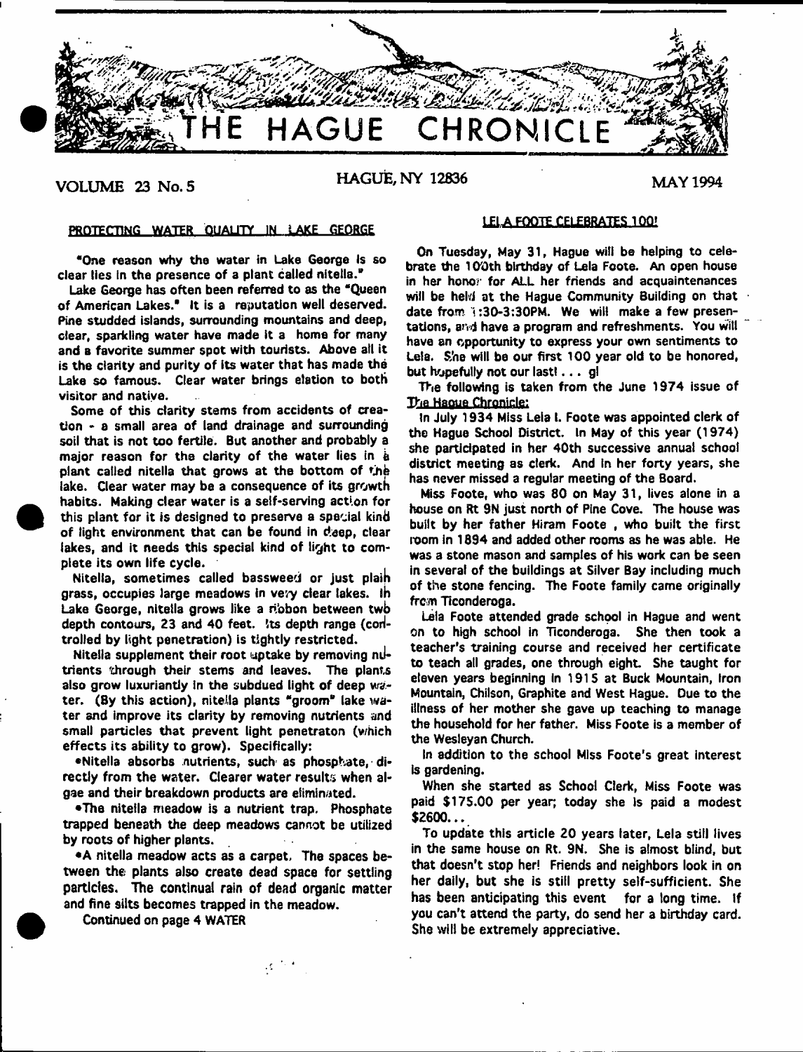# THE HAGUE CHRONICLE

VOLUME 23 No. 5 — HAGUE, NY 12836 — MAY 1994

## PROTECTING WATER QUALITY IN LAKE GEORGE

"One reason why the water in Lake George is so clear lies in the presence of a plant called nitella."

Lake George has often been referred to as the "Queen of American Lakes." It is a reputation well deserved. Pine studded islands, surrounding mountains and deep, clear, sparkling water have made it a home for many and a favorite summer spot with tourists. Above all it is the clarity and purity of its water that has made the Lake so famous. Clear water brings elation to both visitor and native.

Some of this clarity stems from accidents of creation - a small area of land drainage and surrounding soil that is not too fertile. But another and probably a major reason for the clarity of the water lies in a plant called nitella that grows at the bottom of the lake. Clear water may be a consequence of its growth habits. Making clear water is a self-serving action for this plant for it is designed to preserve a special kind of light environment that can be found in deep, clear lakes, and it needs this special kind of light to complete its own life cycle.

Nitella, sometimes called bassweed or just plain grass, occupies large meadows in very clear lakes. In Lake George, nitella grows like a ribbon between two depth contours, 23 and 40 feet. Its depth range (controlled by light penetration) is tightly restricted.

Nitella supplement their root uptake by removing nutrients through their stems and leaves. The plants also grow luxuriantly in the subdued light of deep water. (By this action), nitella plants "groom" lake water and improve its clarity by removing nutrients and small particles that prevent light penetraton (which effects its ability to grow). Specifically:

- Nitella absorbs nutrients, such as phosphate, directly from the water. Clearer water results when algae and their breakdown products are eliminated.
- The nitella meadow is a nutrient trap. Phosphate trapped beneath the deep meadows cannot be utilized by roots of higher plants.
- A nitella meadow acts as a carpet. The spaces between the plants also create dead space for settling particles. The continual rain of dead organic matter and fine silts becomes trapped in the meadow.

Continued on page 4 WATER

## LELA FOOTE CELEBRATES 100!

On Tuesday, May 31, Hague will be helping to celebrate the 100th birthday of Lela Foote. An open house in her honor for ALL her friends and acquaintenances will be held at the Hague Community Building on that date from 1:30-3:30PM. We will make a few presentations, and have a program and refreshments. You will have an opportunity to express your own sentiments to Lela. She will be our first 100 year old to be honored, but hopefully not our last! . . . gl

The following is taken from the June 1974 issue of The Hague Chronicle:

In July 1934 Miss Lela I. Foote was appointed clerk of the Hague School District. In May of this year (1974) she participated in her 40th successive annual school district meeting as clerk. And in her forty years, she has never missed a regular meeting of the Board.

Miss Foote, who was 80 on May 31, lives alone in a house on Rt 9N just north of Pine Cove. The house was built by her father Hiram Foote , who built the first room in 1894 and added other rooms as he was able. He was a stone mason and samples of his work can be seen in several of the buildings at Silver Bay including much of the stone fencing. The Foote family came originally from Ticonderoga.

Lela Foote attended grade school in Hague and went on to high school in Ticonderoga. She then took a teacher's training course and received her certificate to teach all grades, one through eight. She taught for eleven years beginning in 1915 at Buck Mountain, Iron Mountain, Chilson, Graphite and West Hague. Due to the illness of her mother she gave up teaching to manage the household for her father. Miss Foote is a member of the Wesleyan Church.

In addition to the school Miss Foote's great interest is gardening.

When she started as School Clerk, Miss Foote was paid $175.00 per year; today she is paid a modest $2600...

To update this article 20 years later, Lela still lives in the same house on Rt. 9N. She is almost blind, but that doesn't stop her! Friends and neighbors look in on her daily, but she is still pretty self-sufficient. She has been anticipating this event for a long time. If you can't attend the party, do send her a birthday card. She will be extremely appreciative.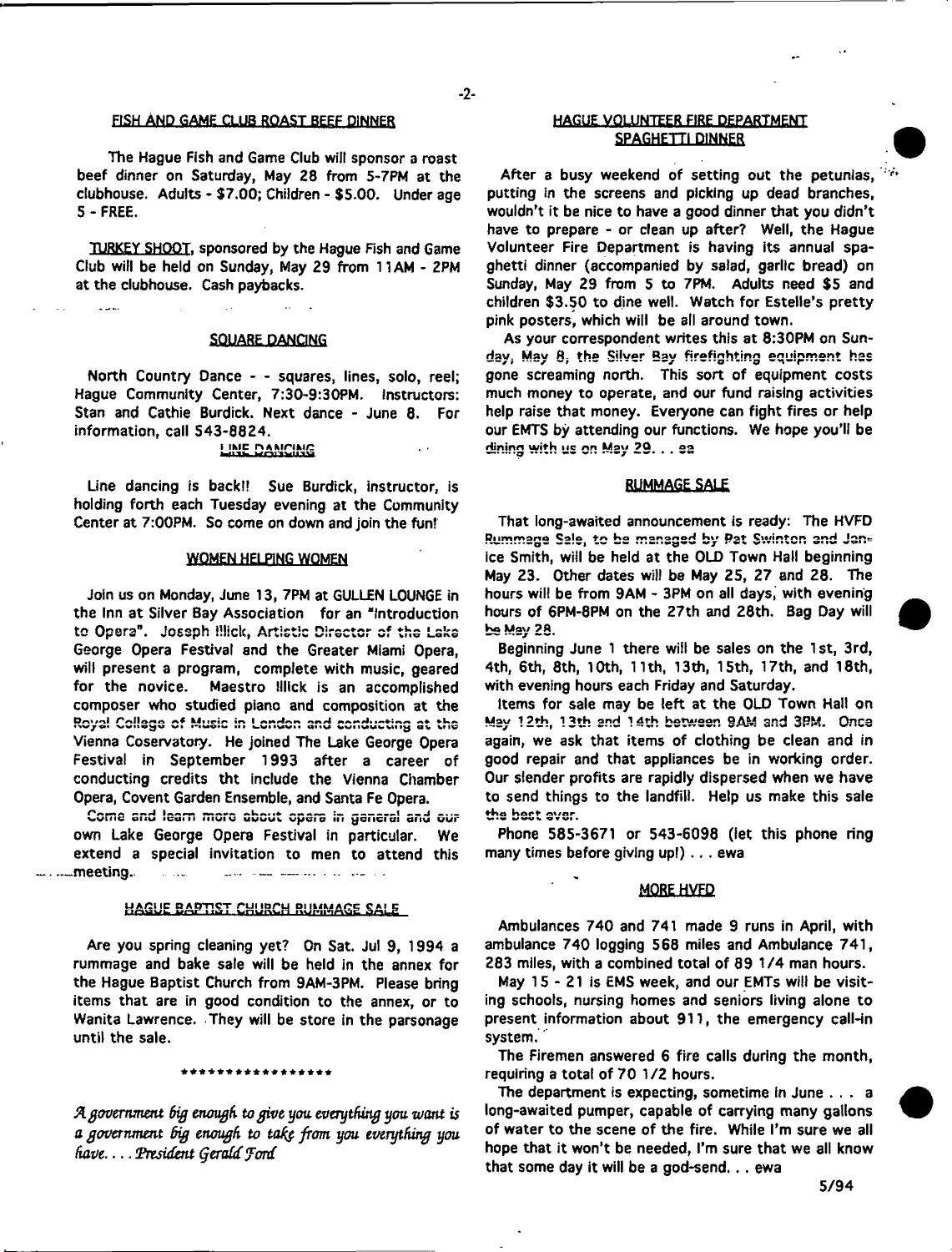## FISH AND GAME CLUB ROAST BEEF DINNER

The Hague Fish and Game Club will sponsor a roast beef dinner on Saturday, May 28 from 5-7PM at the clubhouse. Adults - $7.00; Children - $5.00. Under age 5 - FREE.

TURKEY SHOOT, sponsored by the Hague Fish and Game Club will be held on Sunday, May 29 from 11AM - 2PM at the clubhouse. Cash paybacks.

## SQUARE DANCING

North Country Dance - - squares, lines, solo, reel; Hague Community Center, 7:30-9:30PM. Instructors: Stan and Cathie Burdick. Next dance - June 8. For information, call 543-8824.

## LINE DANCING

Line dancing is back!! Sue Burdick, instructor, is holding forth each Tuesday evening at the Community Center at 7:00PM. So come on down and join the fun!

## WOMEN HELPING WOMEN

Join us on Monday, June 13, 7PM at GULLEN LOUNGE in the Inn at Silver Bay Association for an "Introduction to Opera". Joseph Illick, Artistic Director of the Lake George Opera Festival and the Greater Miami Opera, will present a program, complete with music, geared for the novice. Maestro Illick is an accomplished composer who studied piano and composition at the Royal College of Music in London and conducting at the Vienna Coservatory. He joined The Lake George Opera Festival in September 1993 after a career of conducting credits tht include the Vienna Chamber Opera, Covent Garden Ensemble, and Santa Fe Opera.

Come and learn more about opera in general and our own Lake George Opera Festival in particular. We extend a special invitation to men to attend this meeting.

## HAGUE BAPTIST CHURCH RUMMAGE SALE

Are you spring cleaning yet? On Sat. Jul 9, 1994 a rummage and bake sale will be held in the annex for the Hague Baptist Church from 9AM-3PM. Please bring items that are in good condition to the annex, or to Wanita Lawrence. They will be store in the parsonage until the sale.

\*\*\*\*\*\*\*\*\*\*\*\*\*\*\*\*\*

*A government big enough to give you everything you want is a government big enough to take from you everything you have. . . . President Gerald Ford*

## HAGUE VOLUNTEER FIRE DEPARTMENT SPAGHETTI DINNER

After a busy weekend of setting out the petunias, putting in the screens and picking up dead branches, wouldn't it be nice to have a good dinner that you didn't have to prepare - or clean up after? Well, the Hague Volunteer Fire Department is having its annual spaghetti dinner (accompanied by salad, garlic bread) on Sunday, May 29 from 5 to 7PM. Adults need $5 and children $3.50 to dine well. Watch for Estelle's pretty pink posters, which will be all around town.

As your correspondent writes this at 8:30PM on Sunday, May 8, the Silver Bay firefighting equipment has gone screaming north. This sort of equipment costs much money to operate, and our fund raising activities help raise that money. Everyone can fight fires or help our EMTS by attending our functions. We hope you'll be dining with us on May 29. . . ea

## RUMMAGE SALE

That long-awaited announcement is ready: The HVFD Rummage Sale, to be managed by Pat Swinton and Janice Smith, will be held at the OLD Town Hall beginning May 23. Other dates will be May 25, 27 and 28. The hours will be from 9AM - 3PM on all days, with evening hours of 6PM-8PM on the 27th and 28th. Bag Day will be May 28.

Beginning June 1 there will be sales on the 1st, 3rd, 4th, 6th, 8th, 10th, 11th, 13th, 15th, 17th, and 18th, with evening hours each Friday and Saturday.

Items for sale may be left at the OLD Town Hall on May 12th, 13th and 14th between 9AM and 3PM. Once again, we ask that items of clothing be clean and in good repair and that appliances be in working order. Our slender profits are rapidly dispersed when we have to send things to the landfill. Help us make this sale the best ever.

Phone 585-3671 or 543-6098 (let this phone ring many times before giving up!) . . . ewa

## MORE HVFD

Ambulances 740 and 741 made 9 runs in April, with ambulance 740 logging 568 miles and Ambulance 741, 283 miles, with a combined total of 89 1/4 man hours.

May 15 - 21 is EMS week, and our EMTs will be visiting schools, nursing homes and seniors living alone to present information about 911, the emergency call-in system.

The Firemen answered 6 fire calls during the month, requiring a total of 70 1/2 hours.

The department is expecting, sometime in June . . . a long-awaited pumper, capable of carrying many gallons of water to the scene of the fire. While I'm sure we all hope that it won't be needed, I'm sure that we all know that some day it will be a god-send. . . ewa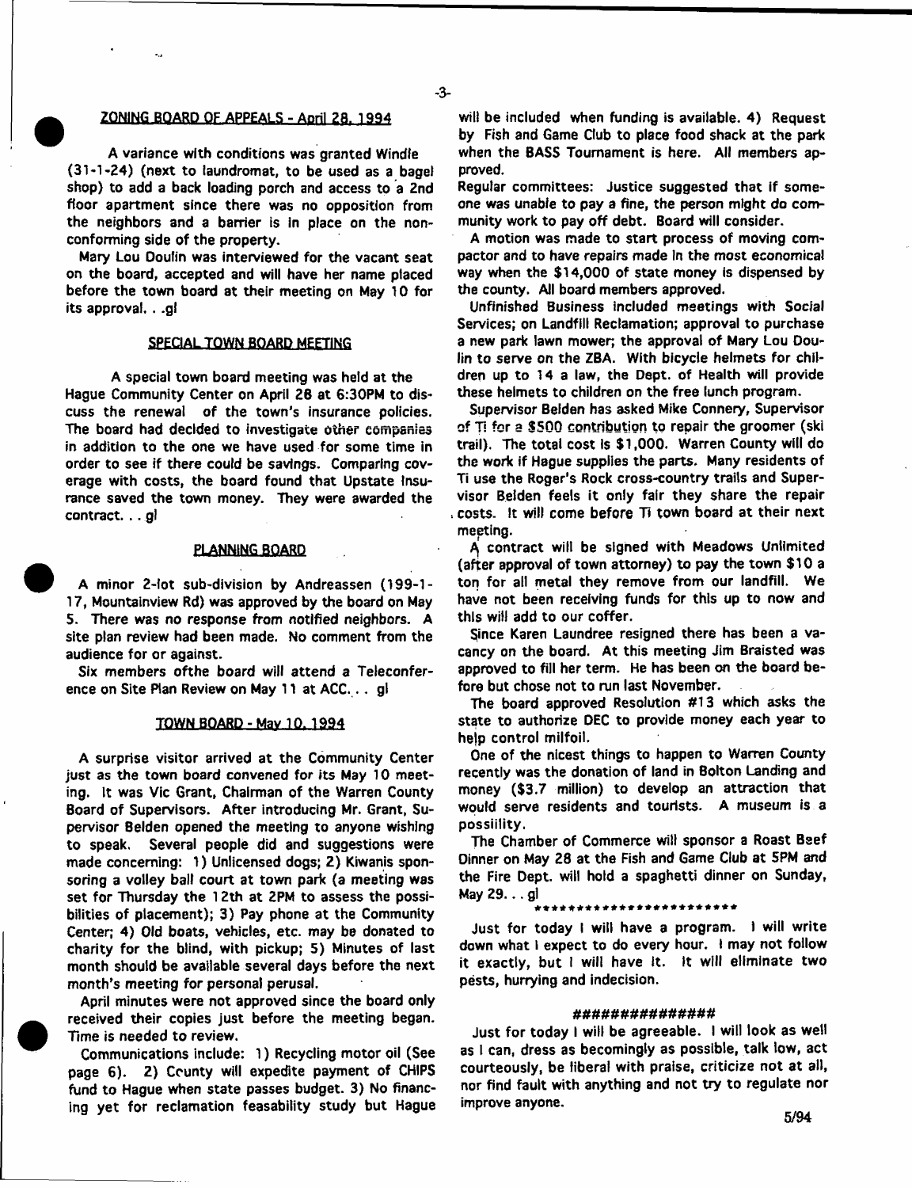## ZONING BOARD OF APPEALS - April 28, 1994

A variance with conditions was granted Windle (31-1-24) (next to laundromat, to be used as a bagel shop) to add a back loading porch and access to a 2nd floor apartment since there was no opposition from the neighbors and a barrier is in place on the non-conforming side of the property.

Mary Lou Doulin was interviewed for the vacant seat on the board, accepted and will have her name placed before the town board at their meeting on May 10 for its approval. . .gl

## SPECIAL TOWN BOARD MEETING

A special town board meeting was held at the Hague Community Center on April 28 at 6:30PM to discuss the renewal of the town's insurance policies. The board had decided to investigate other companies in addition to the one we have used for some time in order to see if there could be savings. Comparing coverage with costs, the board found that Upstate Insurance saved the town money. They were awarded the contract. . . gl

## PLANNING BOARD

A minor 2-lot sub-division by Andreassen (199-1-17, Mountainview Rd) was approved by the board on May 5. There was no response from notified neighbors. A site plan review had been made. No comment from the audience for or against.

Six members ofthe board will attend a Teleconference on Site Plan Review on May 11 at ACC. . . gl

## TOWN BOARD - May 10, 1994

A surprise visitor arrived at the Community Center just as the town board convened for its May 10 meeting. It was Vic Grant, Chairman of the Warren County Board of Supervisors. After introducing Mr. Grant, Supervisor Belden opened the meeting to anyone wishing to speak. Several people did and suggestions were made concerning: 1) Unlicensed dogs; 2) Kiwanis sponsoring a volley ball court at town park (a meeting was set for Thursday the 12th at 2PM to assess the possibilities of placement); 3) Pay phone at the Community Center; 4) Old boats, vehicles, etc. may be donated to charity for the blind, with pickup; 5) Minutes of last month should be available several days before the next month's meeting for personal perusal.

April minutes were not approved since the board only received their copies just before the meeting began. Time is needed to review.

Communications include: 1) Recycling motor oil (See page 6). 2) County will expedite payment of CHIPS fund to Hague when state passes budget. 3) No financing yet for reclamation feasability study but Hague will be included when funding is available. 4) Request by Fish and Game Club to place food shack at the park when the BASS Tournament is here. All members approved.

Regular committees: Justice suggested that if someone was unable to pay a fine, the person might do community work to pay off debt. Board will consider.

A motion was made to start process of moving compactor and to have repairs made in the most economical way when the $14,000 of state money is dispensed by the county. All board members approved.

Unfinished Business included meetings with Social Services; on Landfill Reclamation; approval to purchase a new park lawn mower; the approval of Mary Lou Doulin to serve on the ZBA. With bicycle helmets for children up to 14 a law, the Dept. of Health will provide these helmets to children on the free lunch program.

Supervisor Belden has asked Mike Connery, Supervisor of Ti for a $500 contribution to repair the groomer (ski trail). The total cost is $1,000. Warren County will do the work if Hague supplies the parts. Many residents of Ti use the Roger's Rock cross-country trails and Supervisor Belden feels it only fair they share the repair costs. It will come before Ti town board at their next meeting.

A contract will be signed with Meadows Unlimited (after approval of town attorney) to pay the town $10 a ton for all metal they remove from our landfill. We have not been receiving funds for this up to now and this will add to our coffer.

Since Karen Laundree resigned there has been a vacancy on the board. At this meeting Jim Braisted was approved to fill her term. He has been on the board before but chose not to run last November.

The board approved Resolution #13 which asks the state to authorize DEC to provide money each year to help control milfoil.

One of the nicest things to happen to Warren County recently was the donation of land in Bolton Landing and money ($3.7 million) to develop an attraction that would serve residents and tourists. A museum is a possiility.

The Chamber of Commerce will sponsor a Roast Beef Dinner on May 28 at the Fish and Game Club at 5PM and the Fire Dept. will hold a spaghetti dinner on Sunday, May 29. . . gl

\*\*\*\*\*\*\*\*\*\*\*\*\*\*\*\*\*\*\*\*\*\*\*\*

Just for today I will have a program. I will write down what I expect to do every hour. I may not follow it exactly, but I will have it. It will eliminate two pests, hurrying and indecision.

###############

Just for today I will be agreeable. I will look as well as I can, dress as becomingly as possible, talk low, act courteously, be liberal with praise, criticize not at all, nor find fault with anything and not try to regulate nor improve anyone.

5/94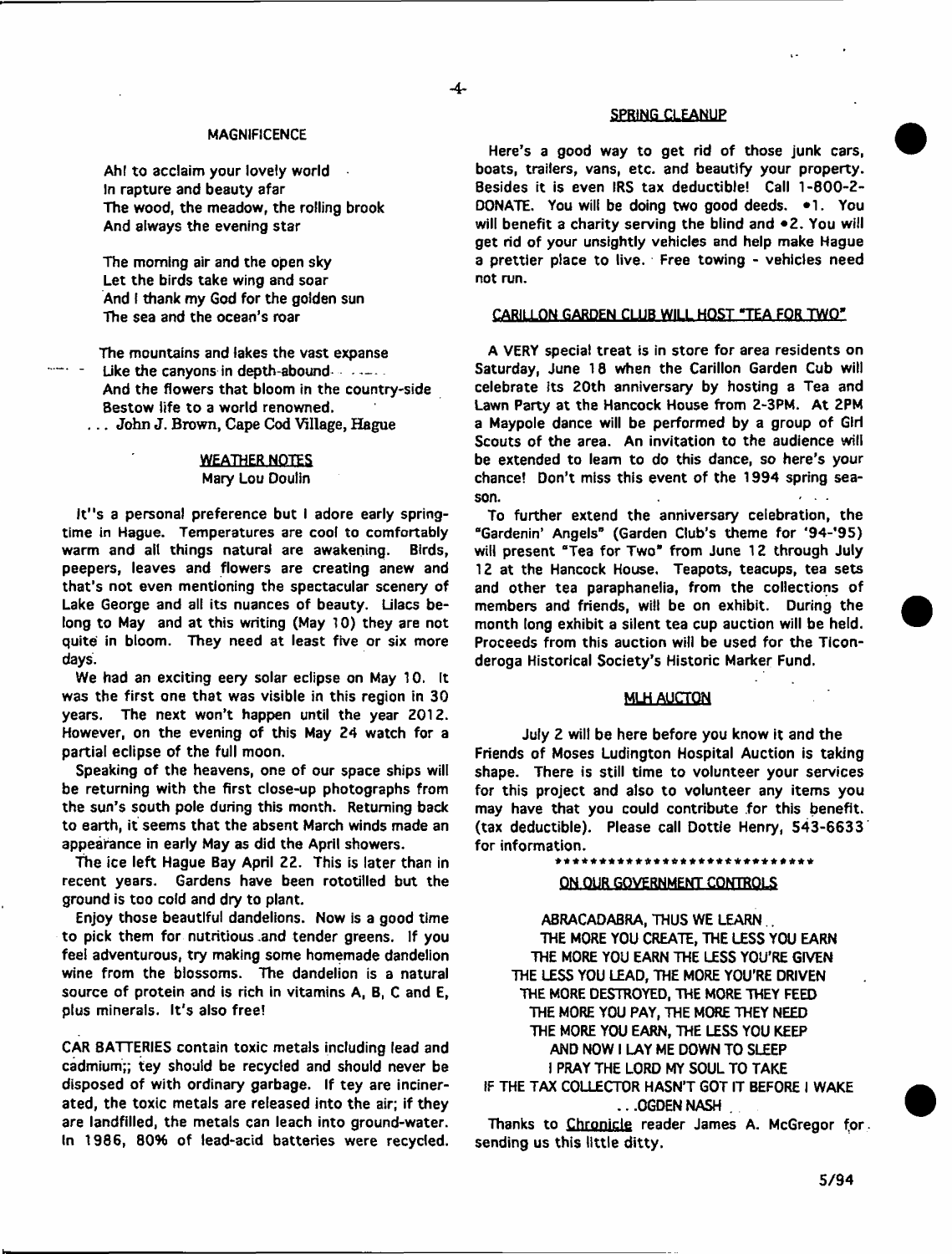## MAGNIFICENCE

Ah! to acclaim your lovely world
In rapture and beauty afar
The wood, the meadow, the rolling brook
And always the evening star

The morning air and the open sky
Let the birds take wing and soar
And I thank my God for the golden sun
The sea and the ocean's roar

The mountains and lakes the vast expanse
Like the canyons in depth-abound
And the flowers that bloom in the country-side
Bestow life to a world renowned.

. . . John J. Brown, Cape Cod Village, Hague

## WEATHER NOTES

Mary Lou Doulin

It''s a personal preference but I adore early springtime in Hague. Temperatures are cool to comfortably warm and all things natural are awakening. Birds, peepers, leaves and flowers are creating anew and that's not even mentioning the spectacular scenery of Lake George and all its nuances of beauty. Lilacs belong to May and at this writing (May 10) they are not quite in bloom. They need at least five or six more days.

We had an exciting eery solar eclipse on May 10. It was the first one that was visible in this region in 30 years. The next won't happen until the year 2012. However, on the evening of this May 24 watch for a partial eclipse of the full moon.

Speaking of the heavens, one of our space ships will be returning with the first close-up photographs from the sun's south pole during this month. Returning back to earth, it seems that the absent March winds made an appearance in early May as did the April showers.

The ice left Hague Bay April 22. This is later than in recent years. Gardens have been rototilled but the ground is too cold and dry to plant.

Enjoy those beautiful dandelions. Now is a good time to pick them for nutritious and tender greens. If you feel adventurous, try making some homemade dandelion wine from the blossoms. The dandelion is a natural source of protein and is rich in vitamins A, B, C and E, plus minerals. It's also free!

CAR BATTERIES contain toxic metals including lead and cadmium;; tey should be recycled and should never be disposed of with ordinary garbage. If tey are incinerated, the toxic metals are released into the air; if they are landfilled, the metals can leach into ground-water. In 1986, 80% of lead-acid batteries were recycled.

## SPRING CLEANUP

Here's a good way to get rid of those junk cars, boats, trailers, vans, etc. and beautify your property. Besides it is even IRS tax deductible! Call 1-800-2-DONATE. You will be doing two good deeds. •1. You will benefit a charity serving the blind and •2. You will get rid of your unsightly vehicles and help make Hague a prettier place to live. Free towing - vehicles need not run.

## CARILLON GARDEN CLUB WILL HOST "TEA FOR TWO"

A VERY special treat is in store for area residents on Saturday, June 18 when the Carillon Garden Cub will celebrate its 20th anniversary by hosting a Tea and Lawn Party at the Hancock House from 2-3PM. At 2PM a Maypole dance will be performed by a group of Girl Scouts of the area. An invitation to the audience will be extended to learn to do this dance, so here's your chance! Don't miss this event of the 1994 spring season.

To further extend the anniversary celebration, the "Gardenin' Angels" (Garden Club's theme for '94-'95) will present "Tea for Two" from June 12 through July 12 at the Hancock House. Teapots, teacups, tea sets and other tea paraphanelia, from the collections of members and friends, will be on exhibit. During the month long exhibit a silent tea cup auction will be held. Proceeds from this auction will be used for the Ticonderoga Historical Society's Historic Marker Fund.

## MLH AUCTON

July 2 will be here before you know it and the Friends of Moses Ludington Hospital Auction is taking shape. There is still time to volunteer your services for this project and also to volunteer any items you may have that you could contribute for this benefit. (tax deductible). Please call Dottie Henry, 543-6633 for information.

*****************************

## ON OUR GOVERNMENT CONTROLS

ABRACADABRA, THUS WE LEARN..
THE MORE YOU CREATE, THE LESS YOU EARN
THE MORE YOU EARN THE LESS YOU'RE GIVEN
THE LESS YOU LEAD, THE MORE YOU'RE DRIVEN
THE MORE DESTROYED, THE MORE THEY FEED
THE MORE YOU PAY, THE MORE THEY NEED
THE MORE YOU EARN, THE LESS YOU KEEP
AND NOW I LAY ME DOWN TO SLEEP
I PRAY THE LORD MY SOUL TO TAKE
IF THE TAX COLLECTOR HASN'T GOT IT BEFORE I WAKE

. . .OGDEN NASH

Thanks to Chronicle reader James A. McGregor for sending us this little ditty.

5/94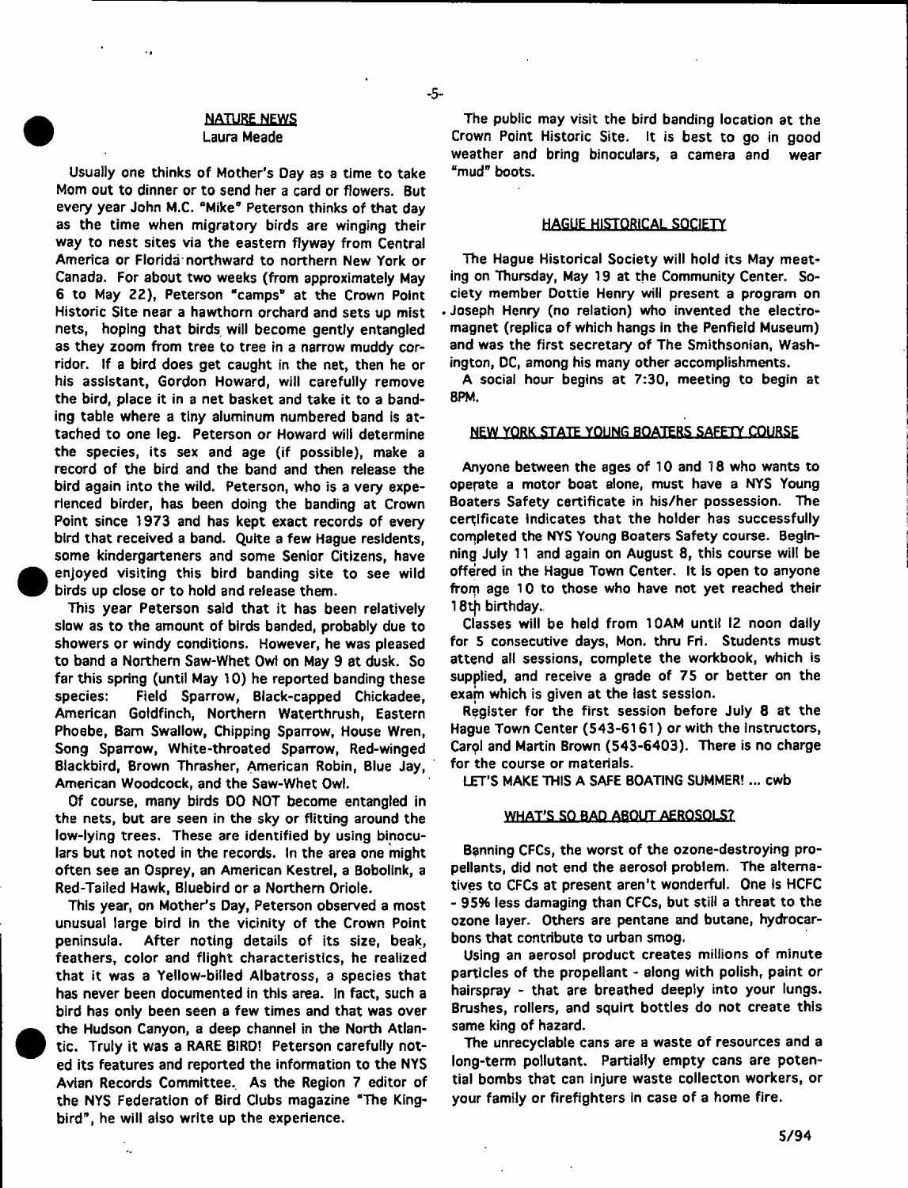## NATURE NEWS

Laura Meade

Usually one thinks of Mother's Day as a time to take Mom out to dinner or to send her a card or flowers. But every year John M.C. "Mike" Peterson thinks of that day as the time when migratory birds are winging their way to nest sites via the eastern flyway from Central America or Florida northward to northern New York or Canada. For about two weeks (from approximately May 6 to May 22), Peterson "camps" at the Crown Point Historic Site near a hawthorn orchard and sets up mist nets, hoping that birds will become gently entangled as they zoom from tree to tree in a narrow muddy corridor. If a bird does get caught in the net, then he or his assistant, Gordon Howard, will carefully remove the bird, place it in a net basket and take it to a banding table where a tiny aluminum numbered band is attached to one leg. Peterson or Howard will determine the species, its sex and age (if possible), make a record of the bird and the band and then release the bird again into the wild. Peterson, who is a very experienced birder, has been doing the banding at Crown Point since 1973 and has kept exact records of every bird that received a band. Quite a few Hague residents, some kindergarteners and some Senior Citizens, have enjoyed visiting this bird banding site to see wild birds up close or to hold and release them.

This year Peterson said that it has been relatively slow as to the amount of birds banded, probably due to showers or windy conditions. However, he was pleased to band a Northern Saw-Whet Owl on May 9 at dusk. So far this spring (until May 10) he reported banding these species: Field Sparrow, Black-capped Chickadee, American Goldfinch, Northern Waterthrush, Eastern Phoebe, Barn Swallow, Chipping Sparrow, House Wren, Song Sparrow, White-throated Sparrow, Red-winged Blackbird, Brown Thrasher, American Robin, Blue Jay, American Woodcock, and the Saw-Whet Owl.

Of course, many birds DO NOT become entangled in the nets, but are seen in the sky or flitting around the low-lying trees. These are identified by using binoculars but not noted in the records. In the area one might often see an Osprey, an American Kestrel, a Bobolink, a Red-Tailed Hawk, Bluebird or a Northern Oriole.

This year, on Mother's Day, Peterson observed a most unusual large bird in the vicinity of the Crown Point peninsula. After noting details of its size, beak, feathers, color and flight characteristics, he realized that it was a Yellow-billed Albatross, a species that has never been documented in this area. In fact, such a bird has only been seen a few times and that was over the Hudson Canyon, a deep channel in the North Atlantic. Truly it was a RARE BIRD! Peterson carefully noted its features and reported the information to the NYS Avian Records Committee. As the Region 7 editor of the NYS Federation of Bird Clubs magazine "The Kingbird", he will also write up the experience.

The public may visit the bird banding location at the Crown Point Historic Site. It is best to go in good weather and bring binoculars, a camera and wear "mud" boots.

## HAGUE HISTORICAL SOCIETY

The Hague Historical Society will hold its May meeting on Thursday, May 19 at the Community Center. Society member Dottie Henry will present a program on Joseph Henry (no relation) who invented the electromagnet (replica of which hangs in the Penfield Museum) and was the first secretary of The Smithsonian, Washington, DC, among his many other accomplishments.

A social hour begins at 7:30, meeting to begin at 8PM.

## NEW YORK STATE YOUNG BOATERS SAFETY COURSE

Anyone between the ages of 10 and 18 who wants to operate a motor boat alone, must have a NYS Young Boaters Safety certificate in his/her possession. The certificate indicates that the holder has successfully completed the NYS Young Boaters Safety course. Beginning July 11 and again on August 8, this course will be offered in the Hague Town Center. It is open to anyone from age 10 to those who have not yet reached their 18th birthday.

Classes will be held from 10AM until 12 noon daily for 5 consecutive days, Mon. thru Fri. Students must attend all sessions, complete the workbook, which is supplied, and receive a grade of 75 or better on the exam which is given at the last session.

Register for the first session before July 8 at the Hague Town Center (543-6161) or with the instructors, Carol and Martin Brown (543-6403). There is no charge for the course or materials.

LET'S MAKE THIS A SAFE BOATING SUMMER! ... cwb

## WHAT'S SO BAD ABOUT AEROSOLS?

Banning CFCs, the worst of the ozone-destroying propellants, did not end the aerosol problem. The alternatives to CFCs at present aren't wonderful. One is HCFC - 95% less damaging than CFCs, but still a threat to the ozone layer. Others are pentane and butane, hydrocarbons that contribute to urban smog.

Using an aerosol product creates millions of minute particles of the propellant - along with polish, paint or hairspray - that are breathed deeply into your lungs. Brushes, rollers, and squirt bottles do not create this same king of hazard.

The unrecyclable cans are a waste of resources and a long-term pollutant. Partially empty cans are potential bombs that can injure waste collecton workers, or your family or firefighters in case of a home fire.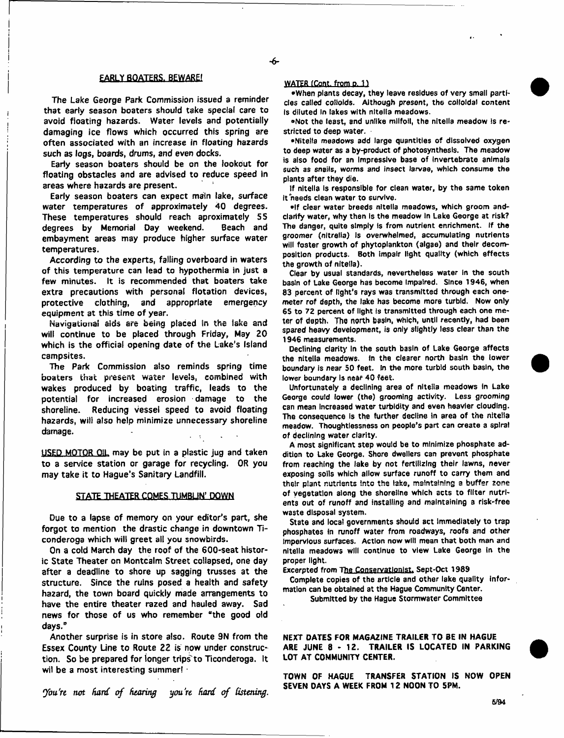## EARLY BOATERS, BEWARE!

The Lake George Park Commission issued a reminder that early season boaters should take special care to avoid floating hazards. Water levels and potentially damaging ice flows which occurred this spring are often associated with an increase in floating hazards such as logs, boards, drums, and even docks.

Early season boaters should be on the lookout for floating obstacles and are advised to reduce speed in areas where hazards are present.

Early season boaters can expect main lake, surface water temperatures of approximately 40 degrees. These temperatures should reach aproximately 55 degrees by Memorial Day weekend. Beach and embayment areas may produce higher surface water temperatures.

According to the experts, falling overboard in waters of this temperature can lead to hypothermia in just a few minutes. It is recommended that boaters take extra precautions with personal flotation devices, protective clothing, and appropriate emergency equipment at this time of year.

Navigational aids are being placed in the lake and will continue to be placed through Friday, May 20 which is the official opening date of the Lake's Island campsites.

The Park Commission also reminds spring time boaters that present water levels, combined with wakes produced by boating traffic, leads to the potential for increased erosion damage to the shoreline. Reducing vessel speed to avoid floating hazards, will also help minimize unnecessary shoreline damage.

USED MOTOR OIL may be put in a plastic jug and taken to a service station or garage for recycling. OR you may take it to Hague's Sanitary Landfill.

## STATE THEATER COMES TUMBLIN' DOWN

Due to a lapse of memory on your editor's part, she forgot to mention the drastic change in downtown Ticonderoga which will greet all you snowbirds.

On a cold March day the roof of the 600-seat historic State Theater on Montcalm Street collapsed, one day after a deadline to shore up sagging trusses at the structure. Since the ruins posed a health and safety hazard, the town board quickly made arrangements to have the entire theater razed and hauled away. Sad news for those of us who remember "the good old days."

Another surprise is in store also. Route 9N from the Essex County Line to Route 22 is now under construction. So be prepared for longer trips to Ticonderoga. It wil be a most interesting summer!

*You're not hard of hearing you're hard of listening.*

## WATER (Cont. from p. 1)

•When plants decay, they leave residues of very small particles called colloids. Although present, the colloidal content is diluted in lakes with nitella meadows.

•Not the least, and unlike milfoil, the nitella meadow is restricted to deep water.

•Nitella meadows add large quantities of dissolved oxygen to deep water as a by-product of photosynthesis. The meadow is also food for an impressive base of invertebrate animals such as snails, worms and insect larvae, which consume the plants after they die.

If nitella is responsible for clean water, by the same token it needs clean water to survive.

•If clear water breeds nitella meadows, which groom and clarify water, why then is the meadow in Lake George at risk? The danger, quite simply is from nutrient enrichment. If the groomer (nitrella) is overwhelmed, accumulating nutrients will foster growth of phytoplankton (algae) and their decomposition products. Both impair light quality (which effects the growth of nitella).

Clear by usual standards, nevertheless water in the south basin of Lake George has become impaired. Since 1946, when 83 percent of light's rays was transmitted through each one-meter rof depth, the lake has become more turbid. Now only 65 to 72 percent of light is transmitted through each one meter of depth. The north basin, which, until recently, had been spared heavy development, is only slightly less clear than the 1946 measurements.

Declining clarity in the south basin of Lake George affects the nitella meadows. In the clearer north basin the lower boundary is near 50 feet. In the more turbid south basin, the lower boundary is near 40 feet.

Unfortunately a declining area of nitella meadows in Lake George could lower (the) grooming activity. Less grooming can mean increased water turbidity and even heavier clouding. The consequence is the further decline in area of the nitella meadow. Thoughtlessness on people's part can create a spiral of declining water clarity.

A most significant step would be to minimize phosphate addition to Lake George. Shore dwellers can prevent phosphate from reaching the lake by not fertilizing their lawns, never exposing soils which allow surface runoff to carry them and their plant nutrients into the lake, maintaining a buffer zone of vegetation along the shoreline which acts to filter nutrients out of runoff and installing and maintaining a risk-free waste disposal system.

State and local governments should act immediately to trap phosphates in runoff water from roadways, roofs and other impervious surfaces. Action now will mean that both man and nitella meadows will continue to view Lake George in the proper light.

Excerpted from The Conservationist, Sept-Oct 1989

Complete copies of the article and other lake quality information can be obtained at the Hague Community Center.

Submitted by the Hague Stormwater Committee

**NEXT DATES FOR MAGAZINE TRAILER TO BE IN HAGUE ARE JUNE 8 - 12. TRAILER IS LOCATED IN PARKING LOT AT COMMUNITY CENTER.**

**TOWN OF HAGUE TRANSFER STATION IS NOW OPEN SEVEN DAYS A WEEK FROM 12 NOON TO 5PM.**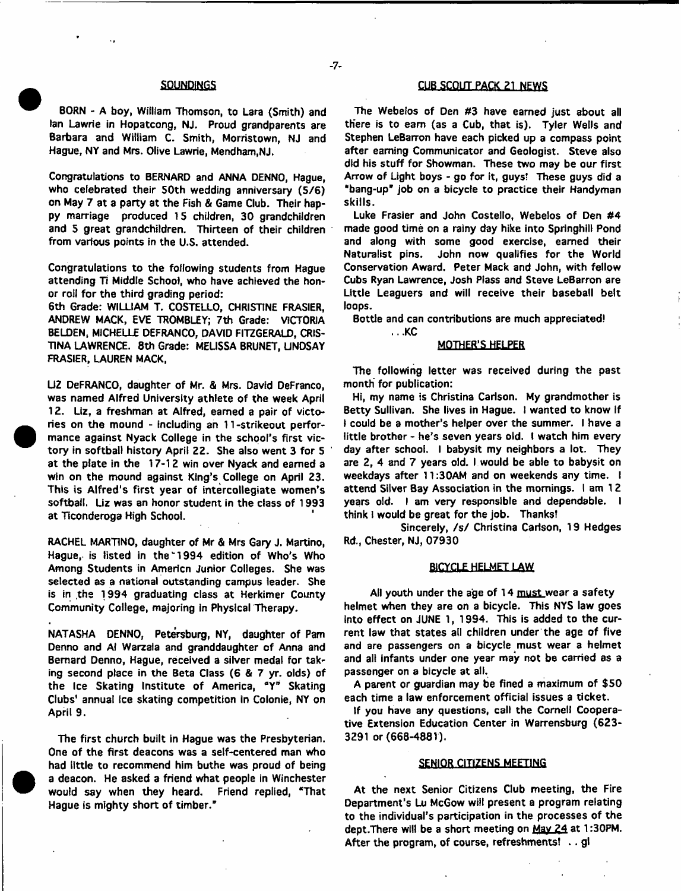## SOUNDINGS

BORN - A boy, William Thomson, to Lara (Smith) and Ian Lawrie in Hopatcong, NJ. Proud grandparents are Barbara and William C. Smith, Morristown, NJ and Hague, NY and Mrs. Olive Lawrie, Mendham,NJ.

Congratulations to BERNARD and ANNA DENNO, Hague, who celebrated their 50th wedding anniversary (5/6) on May 7 at a party at the Fish & Game Club. Their happy marriage produced 15 children, 30 grandchildren and 5 great grandchildren. Thirteen of their children from various points in the U.S. attended.

Congratulations to the following students from Hague attending Ti Middle School, who have achieved the honor roll for the third grading period:

6th Grade: WILLIAM T. COSTELLO, CHRISTINE FRASIER, ANDREW MACK, EVE TROMBLEY; 7th Grade: VICTORIA BELDEN, MICHELLE DEFRANCO, DAVID FITZGERALD, CRISTINA LAWRENCE. 8th Grade: MELISSA BRUNET, LINDSAY FRASIER, LAUREN MACK,

LIZ DeFRANCO, daughter of Mr. & Mrs. David DeFranco, was named Alfred University athlete of the week April 12. Liz, a freshman at Alfred, earned a pair of victories on the mound - including an 11-strikeout performance against Nyack College in the school's first victory in softball history April 22. She also went 3 for 5 at the plate in the 17-12 win over Nyack and earned a win on the mound against King's College on April 23. This is Alfred's first year of intercollegiate women's softball. Liz was an honor student in the class of 1993 at Ticonderoga High School.

RACHEL MARTINO, daughter of Mr & Mrs Gary J. Martino, Hague, is listed in the 1994 edition of Who's Who Among Students in Americn Junior Colleges. She was selected as a national outstanding campus leader. She is in the 1994 graduating class at Herkimer County Community College, majoring in Physical Therapy.

NATASHA DENNO, Petersburg, NY, daughter of Pam Denno and Al Warzala and granddaughter of Anna and Bernard Denno, Hague, received a silver medal for taking second place in the Beta Class (6 & 7 yr. olds) of the Ice Skating Institute of America, "Y" Skating Clubs' annual ice skating competition in Colonie, NY on April 9.

The first church built in Hague was the Presbyterian. One of the first deacons was a self-centered man who had little to recommend him buthe was proud of being a deacon. He asked a friend what people in Winchester would say when they heard. Friend replied, "That Hague is mighty short of timber."

## CUB SCOUT PACK 21 NEWS

The Webelos of Den #3 have earned just about all there is to earn (as a Cub, that is). Tyler Wells and Stephen LeBarron have each picked up a compass point after earning Communicator and Geologist. Steve also did his stuff for Showman. These two may be our first Arrow of Light boys - go for it, guys! These guys did a "bang-up" job on a bicycle to practice their Handyman skills.

Luke Frasier and John Costello, Webelos of Den #4 made good time on a rainy day hike into Springhill Pond and along with some good exercise, earned their Naturalist pins. John now qualifies for the World Conservation Award. Peter Mack and John, with fellow Cubs Ryan Lawrence, Josh Plass and Steve LeBarron are Little Leaguers and will receive their baseball belt loops.

Bottle and can contributions are much appreciated!

...KC

## MOTHER'S HELPER

The following letter was received during the past month for publication:

Hi, my name is Christina Carlson. My grandmother is Betty Sullivan. She lives in Hague. I wanted to know if I could be a mother's helper over the summer. I have a little brother - he's seven years old. I watch him every day after school. I babysit my neighbors a lot. They are 2, 4 and 7 years old. I would be able to babysit on weekdays after 11:30AM and on weekends any time. I attend Silver Bay Association in the mornings. I am 12 years old. I am very responsible and dependable. I think I would be great for the job. Thanks!

Sincerely, /s/ Christina Carlson, 19 Hedges Rd., Chester, NJ, 07930

## BICYCLE HELMET LAW

All youth under the age of 14 must wear a safety helmet when they are on a bicycle. This NYS law goes into effect on JUNE 1, 1994. This is added to the current law that states all children under the age of five and are passengers on a bicycle must wear a helmet and all infants under one year may not be carried as a passenger on a bicycle at all.

A parent or guardian may be fined a maximum of $50 each time a law enforcement official issues a ticket.

If you have any questions, call the Cornell Cooperative Extension Education Center in Warrensburg (623-3291 or (668-4881).

## SENIOR CITIZENS MEETING

At the next Senior Citizens Club meeting, the Fire Department's Lu McGow will present a program relating to the individual's participation in the processes of the dept.There will be a short meeting on May 24 at 1:30PM. After the program, of course, refreshments! .. gl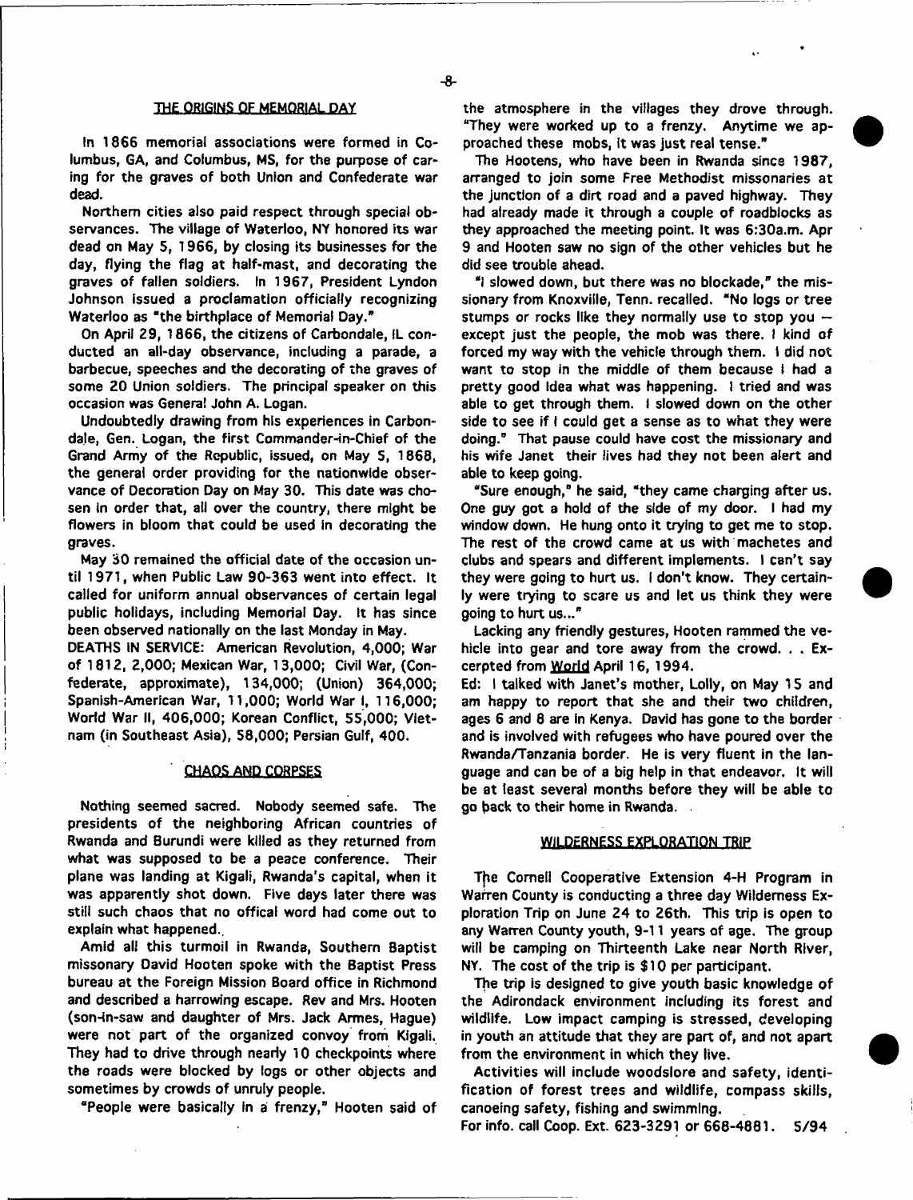## THE ORIGINS OF MEMORIAL DAY

In 1866 memorial associations were formed in Columbus, GA, and Columbus, MS, for the purpose of caring for the graves of both Union and Confederate war dead.

Northern cities also paid respect through special observances. The village of Waterloo, NY honored its war dead on May 5, 1966, by closing its businesses for the day, flying the flag at half-mast, and decorating the graves of fallen soldiers. In 1967, President Lyndon Johnson issued a proclamation officially recognizing Waterloo as "the birthplace of Memorial Day."

On April 29, 1866, the citizens of Carbondale, IL conducted an all-day observance, including a parade, a barbecue, speeches and the decorating of the graves of some 20 Union soldiers. The principal speaker on this occasion was General John A. Logan.

Undoubtedly drawing from his experiences in Carbondale, Gen. Logan, the first Commander-in-Chief of the Grand Army of the Republic, issued, on May 5, 1868, the general order providing for the nationwide observance of Decoration Day on May 30. This date was chosen in order that, all over the country, there might be flowers in bloom that could be used in decorating the graves.

May 30 remained the official date of the occasion until 1971, when Public Law 90-363 went into effect. It called for uniform annual observances of certain legal public holidays, including Memorial Day. It has since been observed nationally on the last Monday in May.

DEATHS IN SERVICE: American Revolution, 4,000; War of 1812, 2,000; Mexican War, 13,000; Civil War, (Confederate, approximate), 134,000; (Union) 364,000; Spanish-American War, 11,000; World War I, 116,000; World War II, 406,000; Korean Conflict, 55,000; Vietnam (in Southeast Asia), 58,000; Persian Gulf, 400.

## CHAOS AND CORPSES

Nothing seemed sacred. Nobody seemed safe. The presidents of the neighboring African countries of Rwanda and Burundi were killed as they returned from what was supposed to be a peace conference. Their plane was landing at Kigali, Rwanda's capital, when it was apparently shot down. Five days later there was still such chaos that no offical word had come out to explain what happened.

Amid all this turmoil in Rwanda, Southern Baptist missonary David Hooten spoke with the Baptist Press bureau at the Foreign Mission Board office in Richmond and described a harrowing escape. Rev and Mrs. Hooten (son-in-saw and daughter of Mrs. Jack Armes, Hague) were not part of the organized convoy from Kigali. They had to drive through nearly 10 checkpoints where the roads were blocked by logs or other objects and sometimes by crowds of unruly people.

"People were basically in a frenzy," Hooten said of the atmosphere in the villages they drove through. "They were worked up to a frenzy. Anytime we approached these mobs, it was just real tense."

The Hootens, who have been in Rwanda since 1987, arranged to join some Free Methodist missonaries at the junction of a dirt road and a paved highway. They had already made it through a couple of roadblocks as they approached the meeting point. It was 6:30a.m. Apr 9 and Hooten saw no sign of the other vehicles but he did see trouble ahead.

"I slowed down, but there was no blockade," the missionary from Knoxville, Tenn. recalled. "No logs or tree stumps or rocks like they normally use to stop you -- except just the people, the mob was there. I kind of forced my way with the vehicle through them. I did not want to stop in the middle of them because I had a pretty good idea what was happening. I tried and was able to get through them. I slowed down on the other side to see if I could get a sense as to what they were doing." That pause could have cost the missionary and his wife Janet their lives had they not been alert and able to keep going.

"Sure enough," he said, "they came charging after us. One guy got a hold of the side of my door. I had my window down. He hung onto it trying to get me to stop. The rest of the crowd came at us with machetes and clubs and spears and different implements. I can't say they were going to hurt us. I don't know. They certainly were trying to scare us and let us think they were going to hurt us..."

Lacking any friendly gestures, Hooten rammed the vehicle into gear and tore away from the crowd. . . Excerpted from World April 16, 1994.

Ed: I talked with Janet's mother, Lolly, on May 15 and am happy to report that she and their two children, ages 6 and 8 are in Kenya. David has gone to the border and is involved with refugees who have poured over the Rwanda/Tanzania border. He is very fluent in the language and can be of a big help in that endeavor. It will be at least several months before they will be able to go back to their home in Rwanda.

## WILDERNESS EXPLORATION TRIP

The Cornell Cooperative Extension 4-H Program in Warren County is conducting a three day Wilderness Exploration Trip on June 24 to 26th. This trip is open to any Warren County youth, 9-11 years of age. The group will be camping on Thirteenth Lake near North River, NY. The cost of the trip is $10 per participant.

The trip is designed to give youth basic knowledge of the Adirondack environment including its forest and wildlife. Low impact camping is stressed, developing in youth an attitude that they are part of, and not apart from the environment in which they live.

Activities will include woodslore and safety, identification of forest trees and wildlife, compass skills, canoeing safety, fishing and swimming.

For info. call Coop. Ext. 623-3291 or 668-4881. 5/94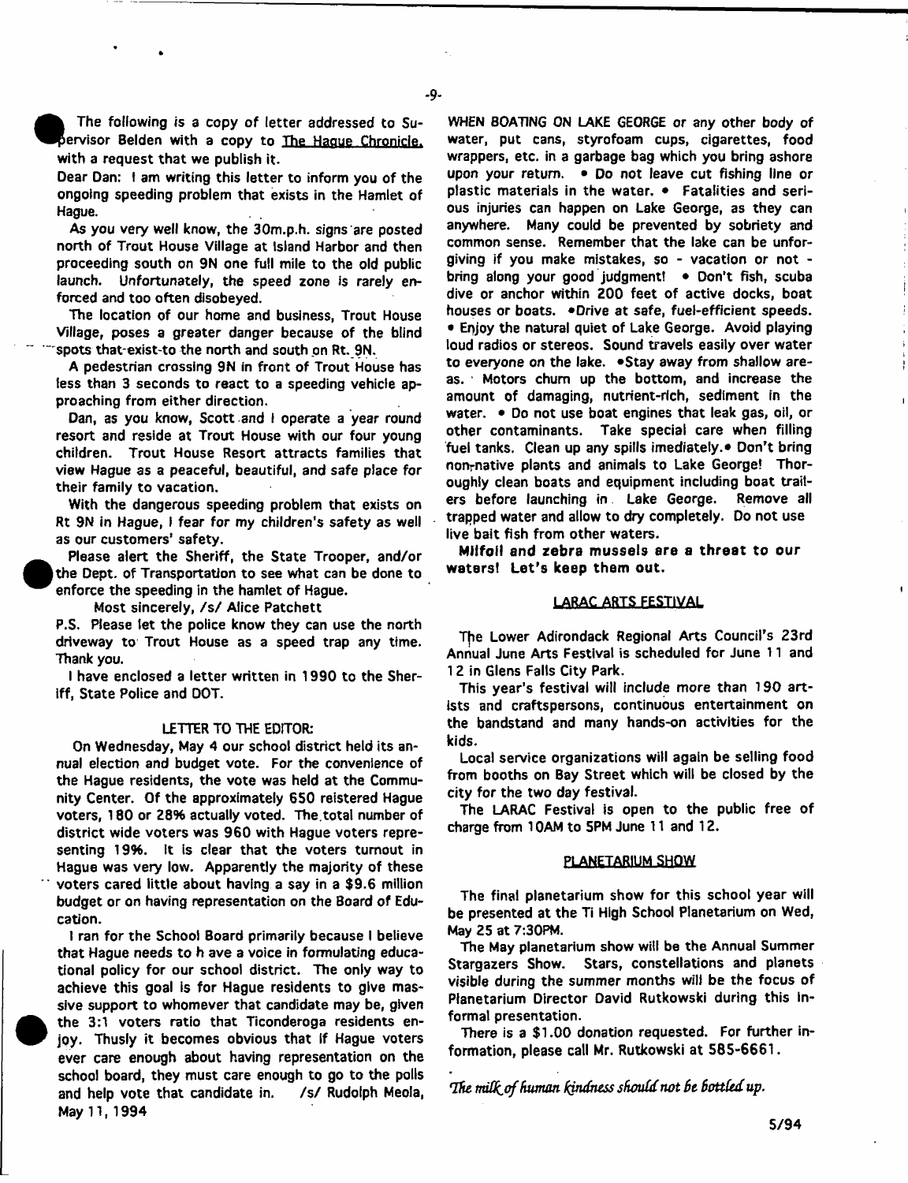The following is a copy of letter addressed to Supervisor Belden with a copy to The Hague Chronicle, with a request that we publish it.

Dear Dan: I am writing this letter to inform you of the ongoing speeding problem that exists in the Hamlet of Hague.

As you very well know, the 30m.p.h. signs are posted north of Trout House Village at Island Harbor and then proceeding south on 9N one full mile to the old public launch. Unfortunately, the speed zone is rarely enforced and too often disobeyed.

The location of our home and business, Trout House Village, poses a greater danger because of the blind spots that exist to the north and south on Rt. 9N.

A pedestrian crossing 9N in front of Trout House has less than 3 seconds to react to a speeding vehicle approaching from either direction.

Dan, as you know, Scott and I operate a year round resort and reside at Trout House with our four young children. Trout House Resort attracts families that view Hague as a peaceful, beautiful, and safe place for their family to vacation.

With the dangerous speeding problem that exists on Rt 9N in Hague, I fear for my children's safety as well as our customers' safety.

Please alert the Sheriff, the State Trooper, and/or the Dept. of Transportation to see what can be done to enforce the speeding in the hamlet of Hague.

Most sincerely, /s/ Alice Patchett

P.S. Please let the police know they can use the north driveway to Trout House as a speed trap any time. Thank you.

I have enclosed a letter written in 1990 to the Sheriff, State Police and DOT.

## LETTER TO THE EDITOR:

On Wednesday, May 4 our school district held its annual election and budget vote. For the convenience of the Hague residents, the vote was held at the Community Center. Of the approximately 650 reistered Hague voters, 180 or 28% actually voted. The total number of district wide voters was 960 with Hague voters representing 19%. It is clear that the voters turnout in Hague was very low. Apparently the majority of these voters cared little about having a say in a $9.6 million budget or on having representation on the Board of Education.

I ran for the School Board primarily because I believe that Hague needs to h ave a voice in formulating educational policy for our school district. The only way to achieve this goal is for Hague residents to give massive support to whomever that candidate may be, given the 3:1 voters ratio that Ticonderoga residents enjoy. Thusly it becomes obvious that if Hague voters ever care enough about having representation on the school board, they must care enough to go to the polls and help vote that candidate in. /s/ Rudolph Meola, May 11, 1994

WHEN BOATING ON LAKE GEORGE or any other body of water, put cans, styrofoam cups, cigarettes, food wrappers, etc. in a garbage bag which you bring ashore upon your return. • Do not leave cut fishing line or plastic materials in the water. • Fatalities and serious injuries can happen on Lake George, as they can anywhere. Many could be prevented by sobriety and common sense. Remember that the lake can be unforgiving if you make mistakes, so - vacation or not - bring along your good judgment! • Don't fish, scuba dive or anchor within 200 feet of active docks, boat houses or boats. •Drive at safe, fuel-efficient speeds. • Enjoy the natural quiet of Lake George. Avoid playing loud radios or stereos. Sound travels easily over water to everyone on the lake. •Stay away from shallow areas. Motors churn up the bottom, and increase the amount of damaging, nutrient-rich, sediment in the water. • Do not use boat engines that leak gas, oil, or other contaminants. Take special care when filling fuel tanks. Clean up any spills imediately.• Don't bring non-native plants and animals to Lake George! Thoroughly clean boats and equipment including boat trailers before launching in Lake George. Remove all trapped water and allow to dry completely. Do not use live bait fish from other waters.

**Milfoil and zebra mussels are a threat to our waters! Let's keep them out.**

## LARAC ARTS FESTIVAL

The Lower Adirondack Regional Arts Council's 23rd Annual June Arts Festival is scheduled for June 11 and 12 in Glens Falls City Park.

This year's festival will include more than 190 artists and craftspersons, continuous entertainment on the bandstand and many hands-on activities for the kids.

Local service organizations will again be selling food from booths on Bay Street which will be closed by the city for the two day festival.

The LARAC Festival is open to the public free of charge from 10AM to 5PM June 11 and 12.

## PLANETARIUM SHOW

The final planetarium show for this school year will be presented at the Ti High School Planetarium on Wed, May 25 at 7:30PM.

The May planetarium show will be the Annual Summer Stargazers Show. Stars, constellations and planets visible during the summer months will be the focus of Planetarium Director David Rutkowski during this informal presentation.

There is a $1.00 donation requested. For further information, please call Mr. Rutkowski at 585-6661.

*The milk of human kindness should not be bottled up.*

5/94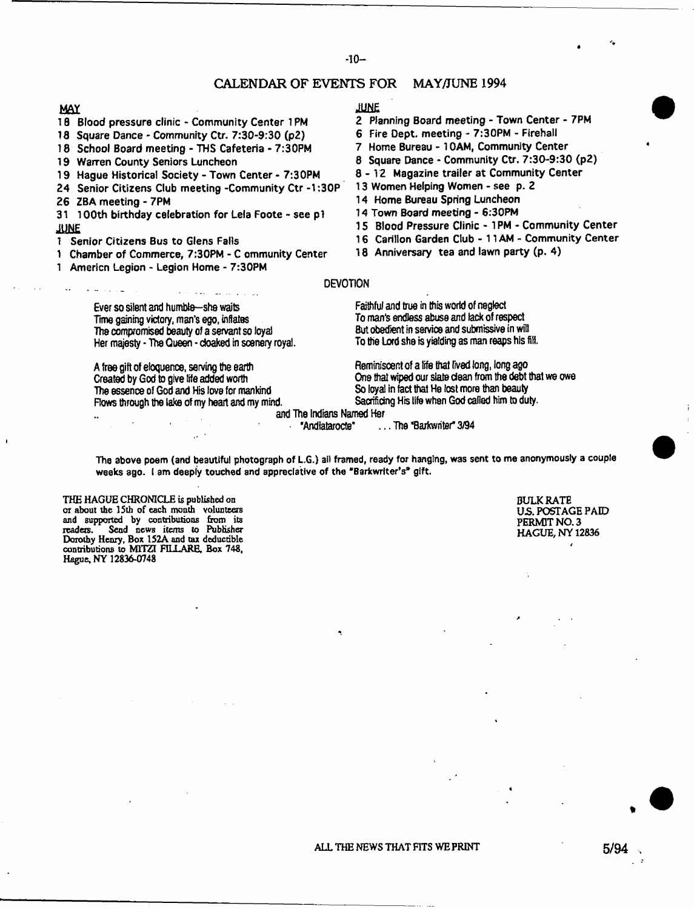## CALENDAR OF EVENTS FOR MAY/JUNE 1994

**MAY**

18 Blood pressure clinic - Community Center 1PM
18 Square Dance - Community Ctr. 7:30-9:30 (p2)
18 School Board meeting - THS Cafeteria - 7:30PM
19 Warren County Seniors Luncheon
19 Hague Historical Society - Town Center - 7:30PM
24 Senior Citizens Club meeting -Community Ctr -1:30P
26 ZBA meeting - 7PM
31 100th birthday celebration for Lela Foote - see p1

**JUNE**

1 Senior Citizens Bus to Glens Falls
1 Chamber of Commerce, 7:30PM - C ommunity Center
1 Americn Legion - Legion Home - 7:30PM
2 Planning Board meeting - Town Center - 7PM
6 Fire Dept. meeting - 7:30PM - Firehall
7 Home Bureau - 10AM, Community Center
8 Square Dance - Community Ctr. 7:30-9:30 (p2)
8 - 12 Magazine trailer at Community Center
13 Women Helping Women - see p. 2
14 Home Bureau Spring Luncheon
14 Town Board meeting - 6:30PM
15 Blood Pressure Clinic - 1PM - Community Center
16 Carillon Garden Club - 11AM - Community Center
18 Anniversary tea and lawn party (p. 4)

### DEVOTION

Ever so silent and humble—she waits
Time gaining victory, man's ego, inflates
The compromised beauty of a servant so loyal
Her majesty - The Queen - cloaked in scenery royal.

A free gift of eloquence, serving the earth
Created by God to give life added worth
The essence of God and His love for mankind
Flows through the lake of my heart and my mind.

Faithful and true in this world of neglect
To man's endless abuse and lack of respect
But obedient in service and submissive in will
To the Lord she is yielding as man reaps his fill.

Reminiscent of a life that lived long, long ago
One that wiped our slate clean from the debt that we owe
So loyal in fact that He lost more than beauty
Sacrificing His life when God called him to duty.

and The Indians Named Her
"Andiatarocte" ... The "Barkwriter" 3/94

The above poem (and beautiful photograph of L.G.) all framed, ready for hanging, was sent to me anonymously a couple weeks ago. I am deeply touched and appreciative of the "Barkwriter's" gift.

THE HAGUE CHRONICLE is published on or about the 15th of each month volunteers and supported by contributions from its readers. Send news items to Publisher Dorothy Henry, Box 152A and tax deductible contributions to MITZI FILLARE, Box 748, Hague, NY 12836-0748

BULK RATE
U.S. POSTAGE PAID
PERMIT NO. 3
HAGUE, NY 12836

ALL THE NEWS THAT FITS WE PRINT

5/94